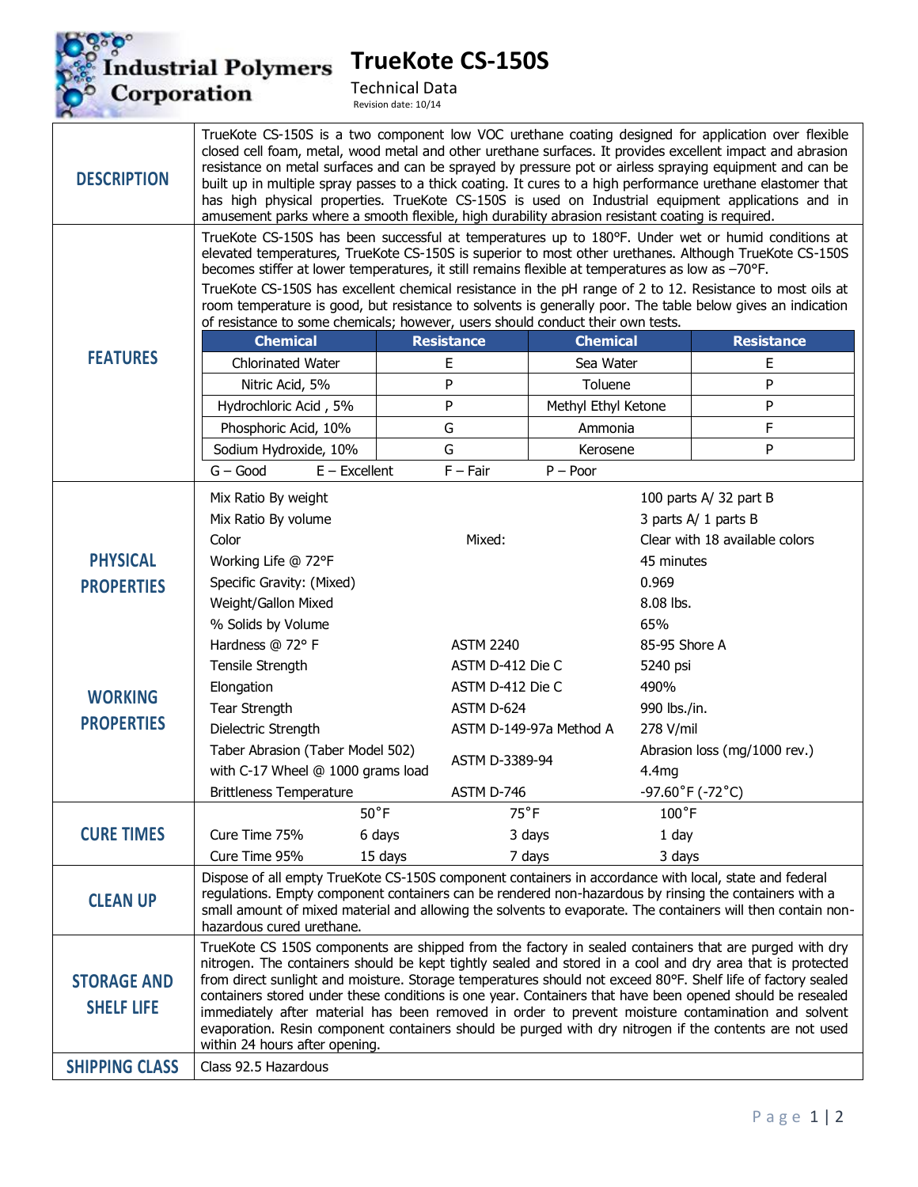Industrial Polymers Corporation

# TrueKote CS-150S

Technical Data

Revision date: 10/14

## DESCRIPTION

TrueKote CS-150S is a two component low VOC urethane coating designed for application over flexible closed cell foam, metal, wood metal and other urethane surfaces. It provides excellent impact and abrasion resistance on metal surfaces and can be sprayed by pressure pot or airless spraying equipment and can be built up in multiple spray passes to a thick coating. It cures to a high performance urethane elastomer that has high physical properties. TrueKote CS-150S is used on Industrial equipment applications and in amusement parks where a smooth flexible, high durability abrasion resistant coating is required.

## FEATURES

TrueKote CS-150S has been successful at temperatures up to 180°F. Under wet or humid conditions at elevated temperatures, TrueKote CS-150S is superior to most other urethanes. Although TrueKote CS-150S becomes stiffer at lower temperatures, it still remains flexible at temperatures as low as –70°F.

TrueKote CS-150S has excellent chemical resistance in the pH range of 2 to 12. Resistance to most oils at room temperature is good, but resistance to solvents is generally poor. The table below gives an indication of resistance to some chemicals; however, users should conduct their own tests.

| Chemical | Resistance | Chemical | Resistance |
|---|---|---|---|
| Chlorinated Water | E | Sea Water | E |
| Nitric Acid, 5% | P | Toluene | P |
| Hydrochloric Acid , 5% | P | Methyl Ethyl Ketone | P |
| Phosphoric Acid, 10% | G | Ammonia | F |
| Sodium Hydroxide, 10% | G | Kerosene | P |

G – Good  E – Excellent  F – Fair  P – Poor

## PHYSICAL PROPERTIES / WORKING PROPERTIES

| Property | Method | Value |
|---|---|---|
| Mix Ratio By weight | | 100 parts A/ 32 part B |
| Mix Ratio By volume | | 3 parts A/ 1 parts B |
| Color | Mixed: | Clear with 18 available colors |
| Working Life @ 72°F | | 45 minutes |
| Specific Gravity: (Mixed) | | 0.969 |
| Weight/Gallon Mixed | | 8.08 lbs. |
| % Solids by Volume | | 65% |
| Hardness @ 72° F | ASTM 2240 | 85-95 Shore A |
| Tensile Strength | ASTM D-412 Die C | 5240 psi |
| Elongation | ASTM D-412 Die C | 490% |
| Tear Strength | ASTM D-624 | 990 lbs./in. |
| Dielectric Strength | ASTM D-149-97a Method A | 278 V/mil |
| Taber Abrasion (Taber Model 502) with C-17 Wheel @ 1000 grams load | ASTM D-3389-94 | Abrasion loss (mg/1000 rev.) 4.4mg |
| Brittleness Temperature | ASTM D-746 | -97.60˚F (-72˚C) |

## CURE TIMES

| | 50˚F | 75˚F | 100˚F |
|---|---|---|---|
| Cure Time 75% | 6 days | 3 days | 1 day |
| Cure Time 95% | 15 days | 7 days | 3 days |

## CLEAN UP

Dispose of all empty TrueKote CS-150S component containers in accordance with local, state and federal regulations. Empty component containers can be rendered non-hazardous by rinsing the containers with a small amount of mixed material and allowing the solvents to evaporate. The containers will then contain non-hazardous cured urethane.

## STORAGE AND SHELF LIFE

TrueKote CS 150S components are shipped from the factory in sealed containers that are purged with dry nitrogen. The containers should be kept tightly sealed and stored in a cool and dry area that is protected from direct sunlight and moisture. Storage temperatures should not exceed 80°F. Shelf life of factory sealed containers stored under these conditions is one year. Containers that have been opened should be resealed immediately after material has been removed in order to prevent moisture contamination and solvent evaporation. Resin component containers should be purged with dry nitrogen if the contents are not used within 24 hours after opening.

## SHIPPING CLASS

Class 92.5 Hazardous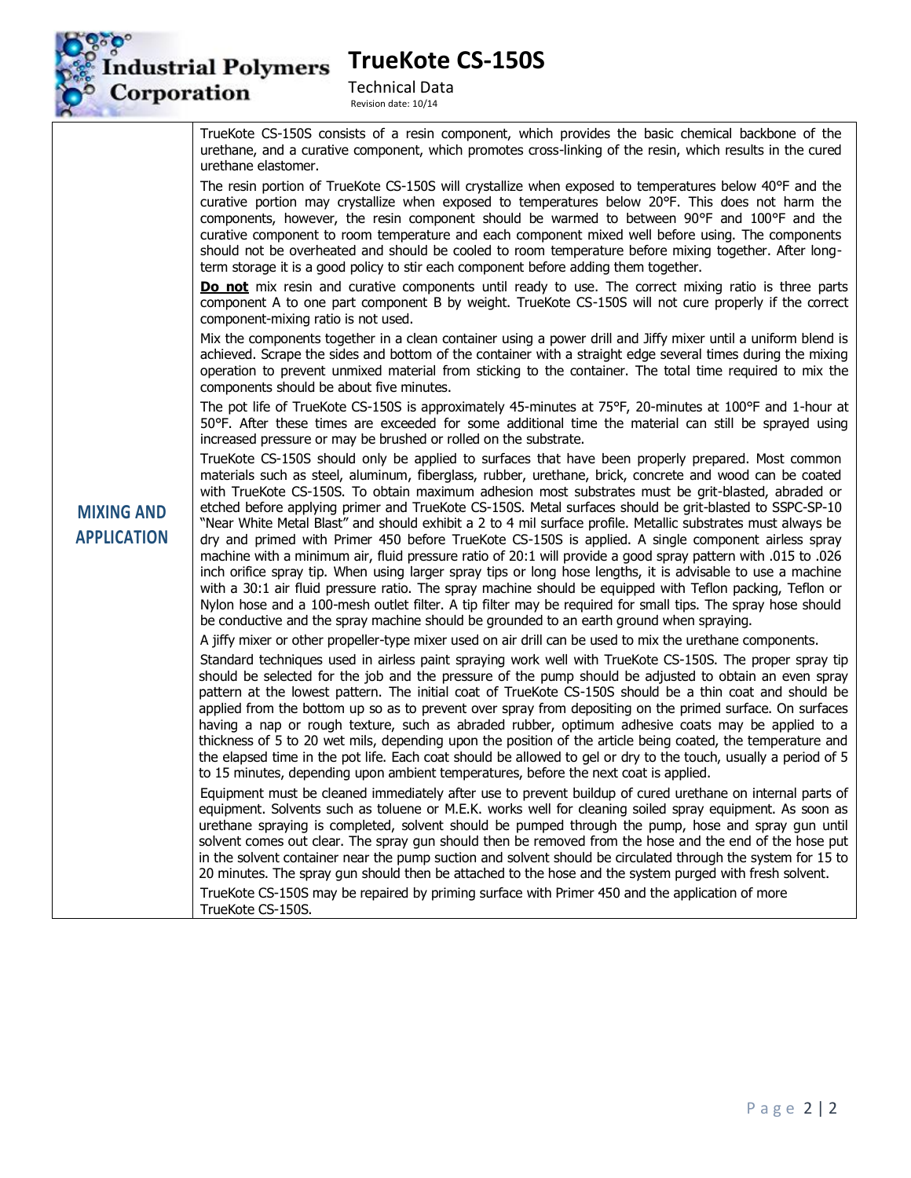## MIXING AND APPLICATION

TrueKote CS-150S consists of a resin component, which provides the basic chemical backbone of the urethane, and a curative component, which promotes cross-linking of the resin, which results in the cured urethane elastomer.

The resin portion of TrueKote CS-150S will crystallize when exposed to temperatures below 40°F and the curative portion may crystallize when exposed to temperatures below 20°F. This does not harm the components, however, the resin component should be warmed to between 90°F and 100°F and the curative component to room temperature and each component mixed well before using. The components should not be overheated and should be cooled to room temperature before mixing together. After long-term storage it is a good policy to stir each component before adding them together.

**Do not** mix resin and curative components until ready to use. The correct mixing ratio is three parts component A to one part component B by weight. TrueKote CS-150S will not cure properly if the correct component-mixing ratio is not used.

Mix the components together in a clean container using a power drill and Jiffy mixer until a uniform blend is achieved. Scrape the sides and bottom of the container with a straight edge several times during the mixing operation to prevent unmixed material from sticking to the container. The total time required to mix the components should be about five minutes.

The pot life of TrueKote CS-150S is approximately 45-minutes at 75°F, 20-minutes at 100°F and 1-hour at 50°F. After these times are exceeded for some additional time the material can still be sprayed using increased pressure or may be brushed or rolled on the substrate.

TrueKote CS-150S should only be applied to surfaces that have been properly prepared. Most common materials such as steel, aluminum, fiberglass, rubber, urethane, brick, concrete and wood can be coated with TrueKote CS-150S. To obtain maximum adhesion most substrates must be grit-blasted, abraded or etched before applying primer and TrueKote CS-150S. Metal surfaces should be grit-blasted to SSPC-SP-10 "Near White Metal Blast" and should exhibit a 2 to 4 mil surface profile. Metallic substrates must always be dry and primed with Primer 450 before TrueKote CS-150S is applied. A single component airless spray machine with a minimum air, fluid pressure ratio of 20:1 will provide a good spray pattern with .015 to .026 inch orifice spray tip. When using larger spray tips or long hose lengths, it is advisable to use a machine with a 30:1 air fluid pressure ratio. The spray machine should be equipped with Teflon packing, Teflon or Nylon hose and a 100-mesh outlet filter. A tip filter may be required for small tips. The spray hose should be conductive and the spray machine should be grounded to an earth ground when spraying.

A jiffy mixer or other propeller-type mixer used on air drill can be used to mix the urethane components.

Standard techniques used in airless paint spraying work well with TrueKote CS-150S. The proper spray tip should be selected for the job and the pressure of the pump should be adjusted to obtain an even spray pattern at the lowest pattern. The initial coat of TrueKote CS-150S should be a thin coat and should be applied from the bottom up so as to prevent over spray from depositing on the primed surface. On surfaces having a nap or rough texture, such as abraded rubber, optimum adhesive coats may be applied to a thickness of 5 to 20 wet mils, depending upon the position of the article being coated, the temperature and the elapsed time in the pot life. Each coat should be allowed to gel or dry to the touch, usually a period of 5 to 15 minutes, depending upon ambient temperatures, before the next coat is applied.

Equipment must be cleaned immediately after use to prevent buildup of cured urethane on internal parts of equipment. Solvents such as toluene or M.E.K. works well for cleaning soiled spray equipment. As soon as urethane spraying is completed, solvent should be pumped through the pump, hose and spray gun until solvent comes out clear. The spray gun should then be removed from the hose and the end of the hose put in the solvent container near the pump suction and solvent should be circulated through the system for 15 to 20 minutes. The spray gun should then be attached to the hose and the system purged with fresh solvent.

TrueKote CS-150S may be repaired by priming surface with Primer 450 and the application of more TrueKote CS-150S.